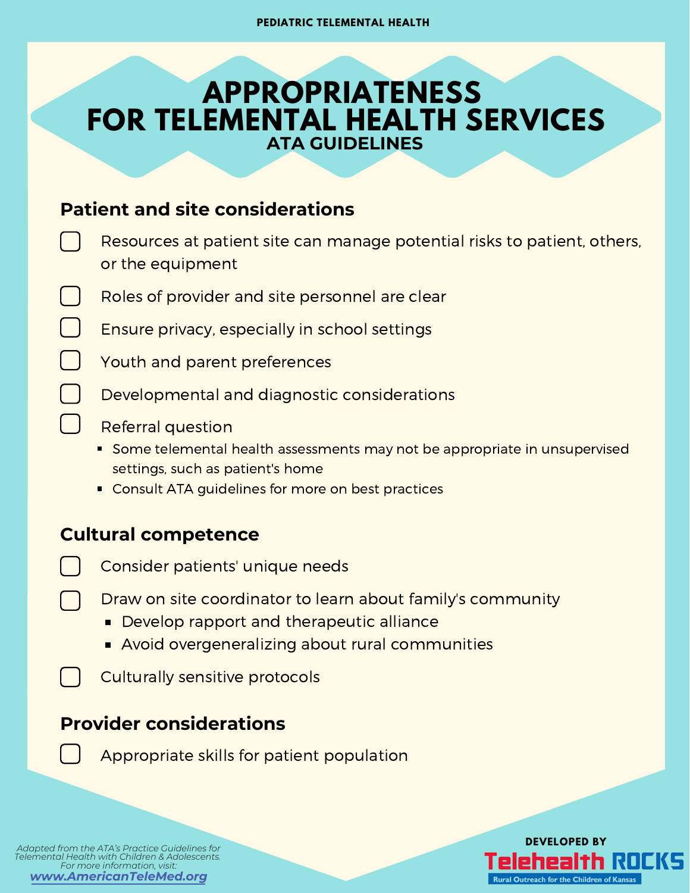PEDIATRIC TELEMENTAL HEALTH

# APPROPRIATENESS FOR TELEMENTAL HEALTH SERVICES

## ATA GUIDELINES

### Patient and site considerations

- [ ] Resources at patient site can manage potential risks to patient, others, or the equipment
- [ ] Roles of provider and site personnel are clear
- [ ] Ensure privacy, especially in school settings
- [ ] Youth and parent preferences
- [ ] Developmental and diagnostic considerations
- [ ] Referral question
  - Some telemental health assessments may not be appropriate in unsupervised settings, such as patient's home
  - Consult ATA guidelines for more on best practices

### Cultural competence

- [ ] Consider patients' unique needs
- [ ] Draw on site coordinator to learn about family's community
  - Develop rapport and therapeutic alliance
  - Avoid overgeneralizing about rural communities
- [ ] Culturally sensitive protocols

### Provider considerations

- [ ] Appropriate skills for patient population

*Adapted from the ATA's Practice Guidelines for Telemental Health with Children & Adolescents. For more information, visit:* **www.AmericanTeleMed.org**

DEVELOPED BY
Telehealth ROCKS
Rural Outreach for the Children of Kansas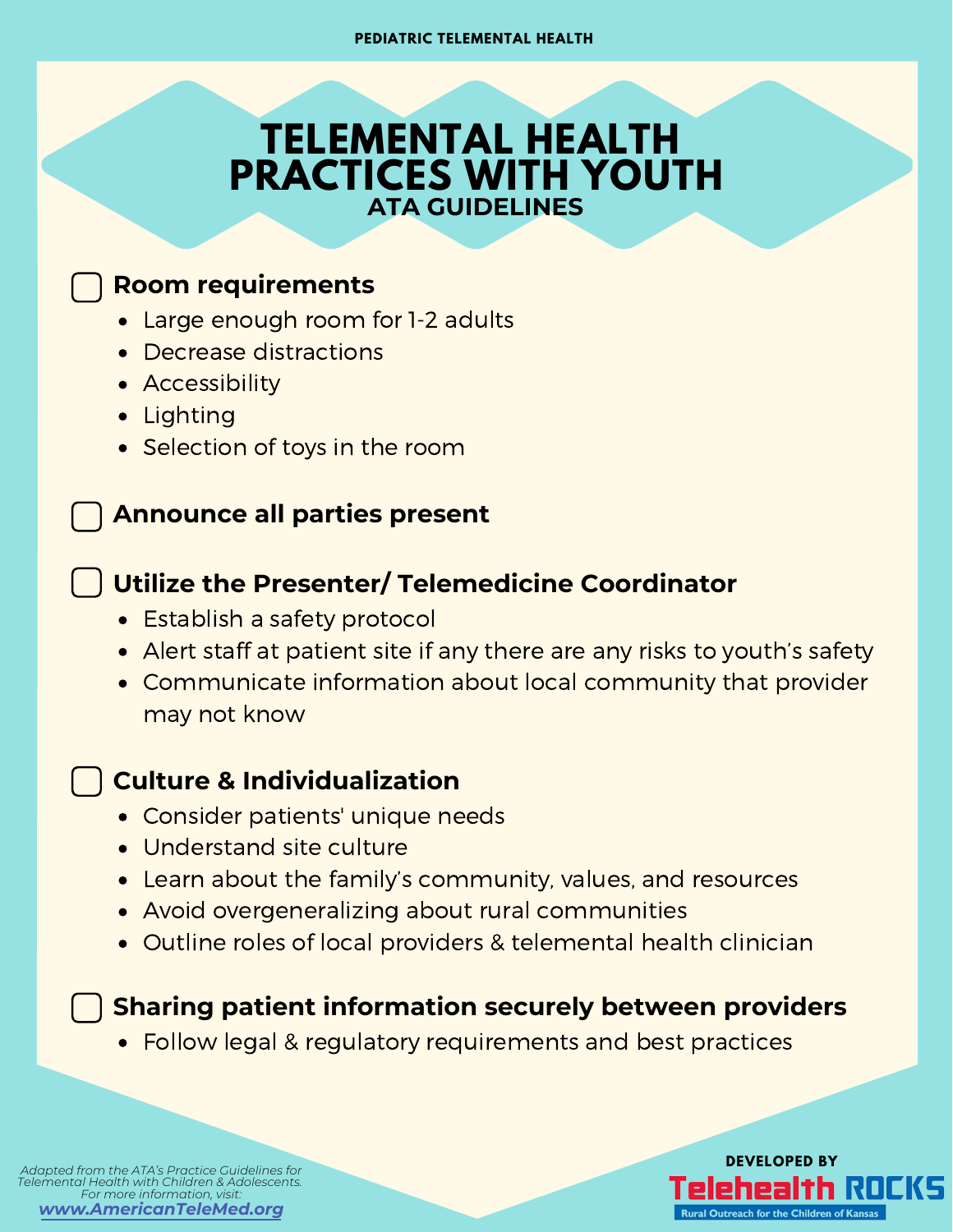PEDIATRIC TELEMENTAL HEALTH

# TELEMENTAL HEALTH PRACTICES WITH YOUTH

## ATA GUIDELINES

- [ ] **Room requirements**
  - Large enough room for 1-2 adults
  - Decrease distractions
  - Accessibility
  - Lighting
  - Selection of toys in the room

- [ ] **Announce all parties present**

- [ ] **Utilize the Presenter/ Telemedicine Coordinator**
  - Establish a safety protocol
  - Alert staff at patient site if any there are any risks to youth's safety
  - Communicate information about local community that provider may not know

- [ ] **Culture & Individualization**
  - Consider patients' unique needs
  - Understand site culture
  - Learn about the family's community, values, and resources
  - Avoid overgeneralizing about rural communities
  - Outline roles of local providers & telemental health clinician

- [ ] **Sharing patient information securely between providers**
  - Follow legal & regulatory requirements and best practices

*Adapted from the ATA's Practice Guidelines for Telemental Health with Children & Adolescents. For more information, visit:*
**www.AmericanTeleMed.org**

DEVELOPED BY
Telehealth ROCKS
Rural Outreach for the Children of Kansas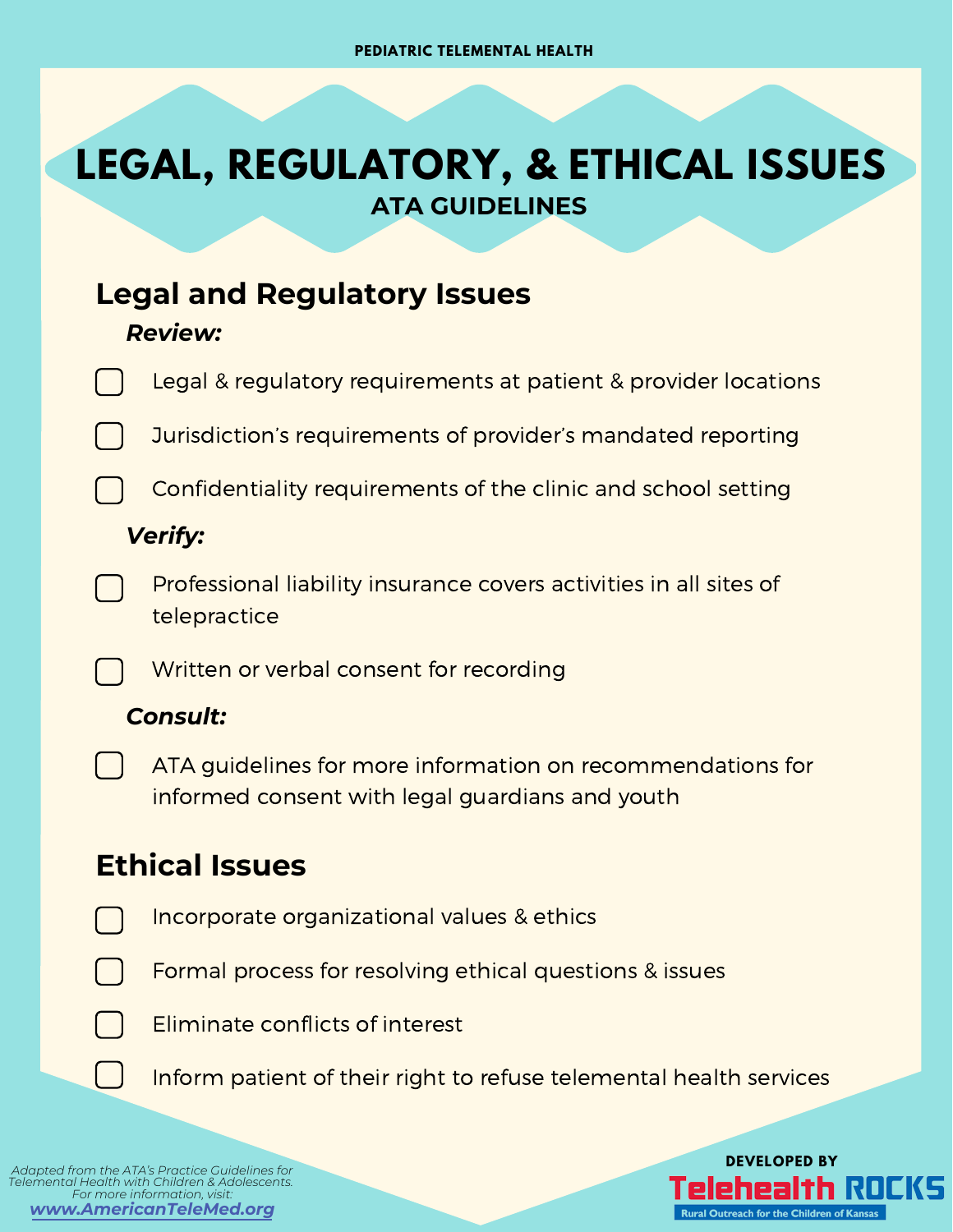PEDIATRIC TELEMENTAL HEALTH

# LEGAL, REGULATORY, & ETHICAL ISSUES

### ATA GUIDELINES

## Legal and Regulatory Issues

***Review:***

- [ ] Legal & regulatory requirements at patient & provider locations
- [ ] Jurisdiction's requirements of provider's mandated reporting
- [ ] Confidentiality requirements of the clinic and school setting

***Verify:***

- [ ] Professional liability insurance covers activities in all sites of telepractice
- [ ] Written or verbal consent for recording

***Consult:***

- [ ] ATA guidelines for more information on recommendations for informed consent with legal guardians and youth

## Ethical Issues

- [ ] Incorporate organizational values & ethics
- [ ] Formal process for resolving ethical questions & issues
- [ ] Eliminate conflicts of interest
- [ ] Inform patient of their right to refuse telemental health services

*Adapted from the ATA's Practice Guidelines for Telemental Health with Children & Adolescents. For more information, visit:* ***www.AmericanTeleMed.org***

**DEVELOPED BY**

**Telehealth ROCKS**

Rural Outreach for the Children of Kansas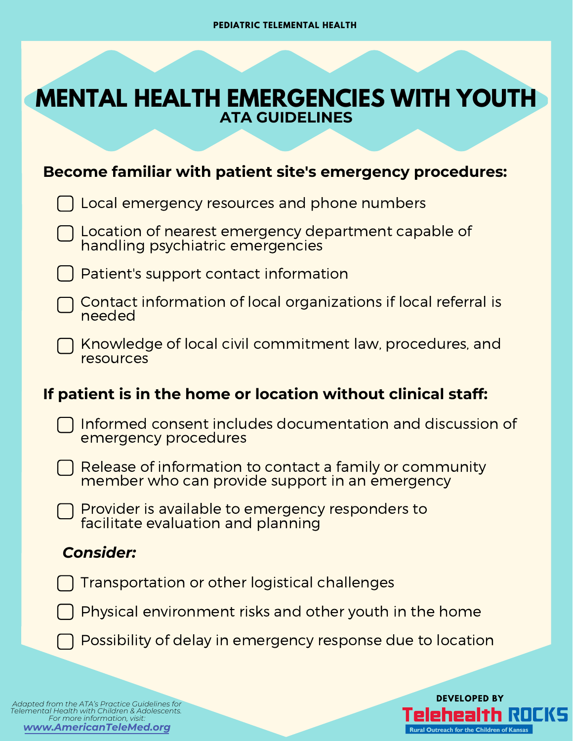PEDIATRIC TELEMENTAL HEALTH

# MENTAL HEALTH EMERGENCIES WITH YOUTH

## ATA GUIDELINES

**Become familiar with patient site's emergency procedures:**

- [ ] Local emergency resources and phone numbers
- [ ] Location of nearest emergency department capable of handling psychiatric emergencies
- [ ] Patient's support contact information
- [ ] Contact information of local organizations if local referral is needed
- [ ] Knowledge of local civil commitment law, procedures, and resources

**If patient is in the home or location without clinical staff:**

- [ ] Informed consent includes documentation and discussion of emergency procedures
- [ ] Release of information to contact a family or community member who can provide support in an emergency
- [ ] Provider is available to emergency responders to facilitate evaluation and planning

***Consider:***

- [ ] Transportation or other logistical challenges
- [ ] Physical environment risks and other youth in the home
- [ ] Possibility of delay in emergency response due to location

*Adapted from the ATA's Practice Guidelines for Telemental Health with Children & Adolescents. For more information, visit:* ***www.AmericanTeleMed.org***

**DEVELOPED BY** Telehealth ROCKS — Rural Outreach for the Children of Kansas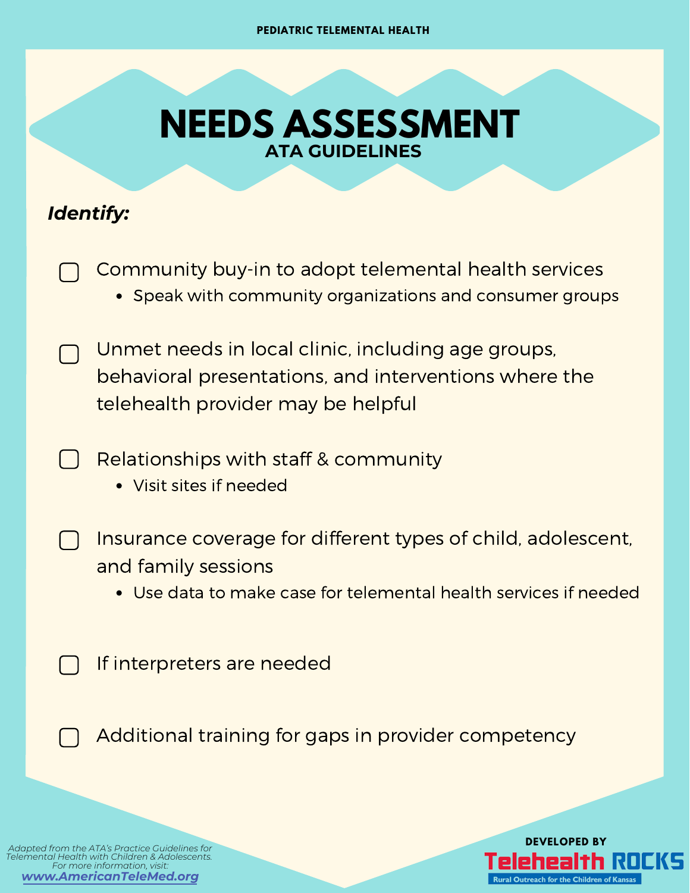PEDIATRIC TELEMENTAL HEALTH

# NEEDS ASSESSMENT

## ATA GUIDELINES

***Identify:***

- [ ] Community buy-in to adopt telemental health services
  - Speak with community organizations and consumer groups
- [ ] Unmet needs in local clinic, including age groups, behavioral presentations, and interventions where the telehealth provider may be helpful
- [ ] Relationships with staff & community
  - Visit sites if needed
- [ ] Insurance coverage for different types of child, adolescent, and family sessions
  - Use data to make case for telemental health services if needed
- [ ] If interpreters are needed
- [ ] Additional training for gaps in provider competency

*Adapted from the ATA's Practice Guidelines for Telemental Health with Children & Adolescents. For more information, visit:* ***www.AmericanTeleMed.org***

**DEVELOPED BY**

**Telehealth ROCKS**
Rural Outreach for the Children of Kansas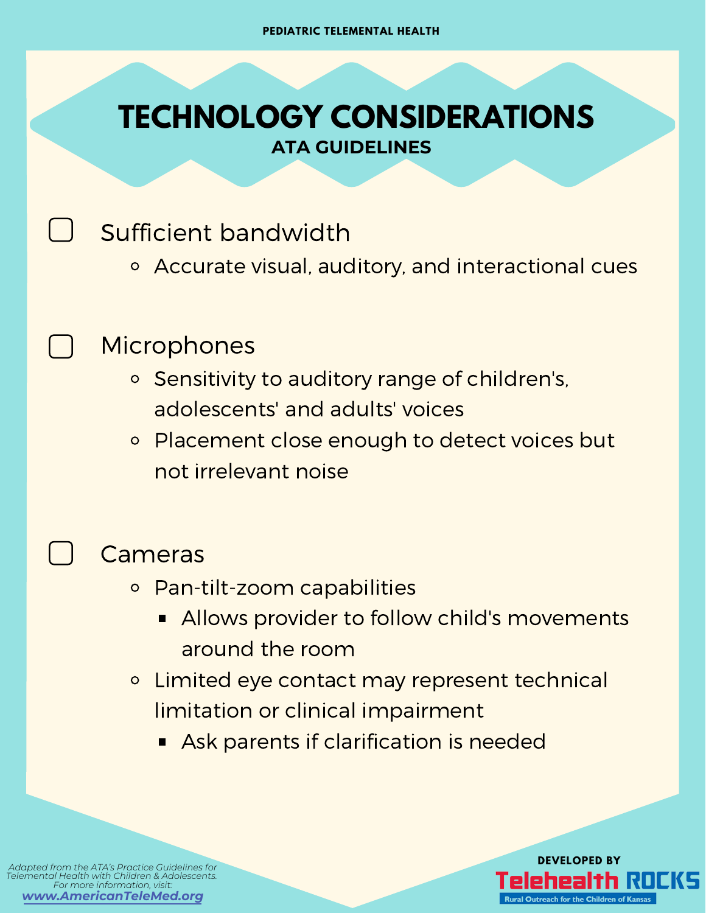PEDIATRIC TELEMENTAL HEALTH

# TECHNOLOGY CONSIDERATIONS

## ATA GUIDELINES

- [ ] Sufficient bandwidth
    - Accurate visual, auditory, and interactional cues
- [ ] Microphones
    - Sensitivity to auditory range of children's, adolescents' and adults' voices
    - Placement close enough to detect voices but not irrelevant noise
- [ ] Cameras
    - Pan-tilt-zoom capabilities
        - Allows provider to follow child's movements around the room
    - Limited eye contact may represent technical limitation or clinical impairment
        - Ask parents if clarification is needed

*Adapted from the ATA's Practice Guidelines for Telemental Health with Children & Adolescents. For more information, visit:* **www.AmericanTeleMed.org**

DEVELOPED BY
**Telehealth ROCKS**
Rural Outreach for the Children of Kansas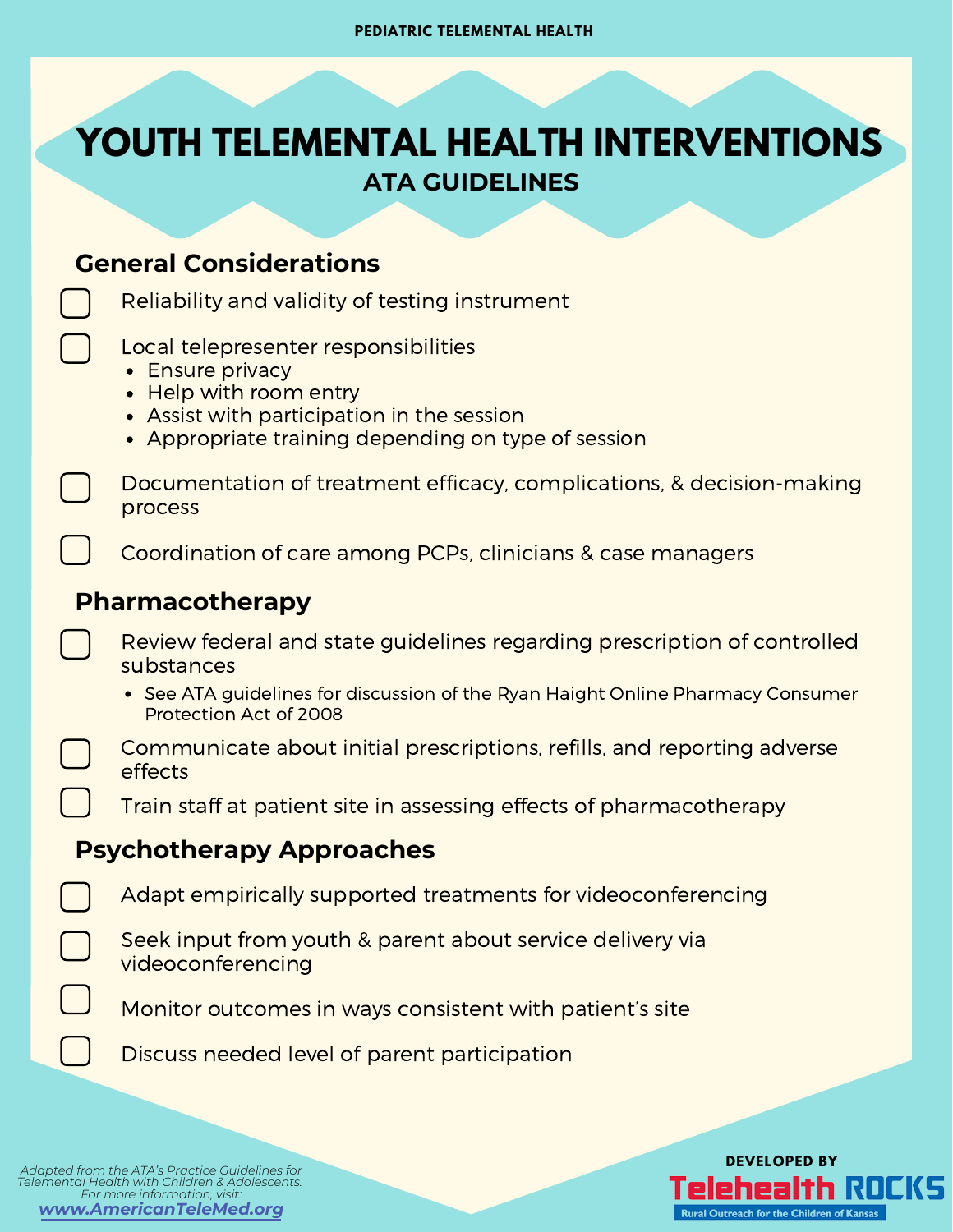PEDIATRIC TELEMENTAL HEALTH

# YOUTH TELEMENTAL HEALTH INTERVENTIONS

## ATA GUIDELINES

### General Considerations

- [ ] Reliability and validity of testing instrument
- [ ] Local telepresenter responsibilities
  - Ensure privacy
  - Help with room entry
  - Assist with participation in the session
  - Appropriate training depending on type of session
- [ ] Documentation of treatment efficacy, complications, & decision-making process
- [ ] Coordination of care among PCPs, clinicians & case managers

### Pharmacotherapy

- [ ] Review federal and state guidelines regarding prescription of controlled substances
  - See ATA guidelines for discussion of the Ryan Haight Online Pharmacy Consumer Protection Act of 2008
- [ ] Communicate about initial prescriptions, refills, and reporting adverse effects
- [ ] Train staff at patient site in assessing effects of pharmacotherapy

### Psychotherapy Approaches

- [ ] Adapt empirically supported treatments for videoconferencing
- [ ] Seek input from youth & parent about service delivery via videoconferencing
- [ ] Monitor outcomes in ways consistent with patient's site
- [ ] Discuss needed level of parent participation

*Adapted from the ATA's Practice Guidelines for Telemental Health with Children & Adolescents. For more information, visit:*
**www.AmericanTeleMed.org**

**DEVELOPED BY**
**Telehealth ROCKS**
Rural Outreach for the Children of Kansas